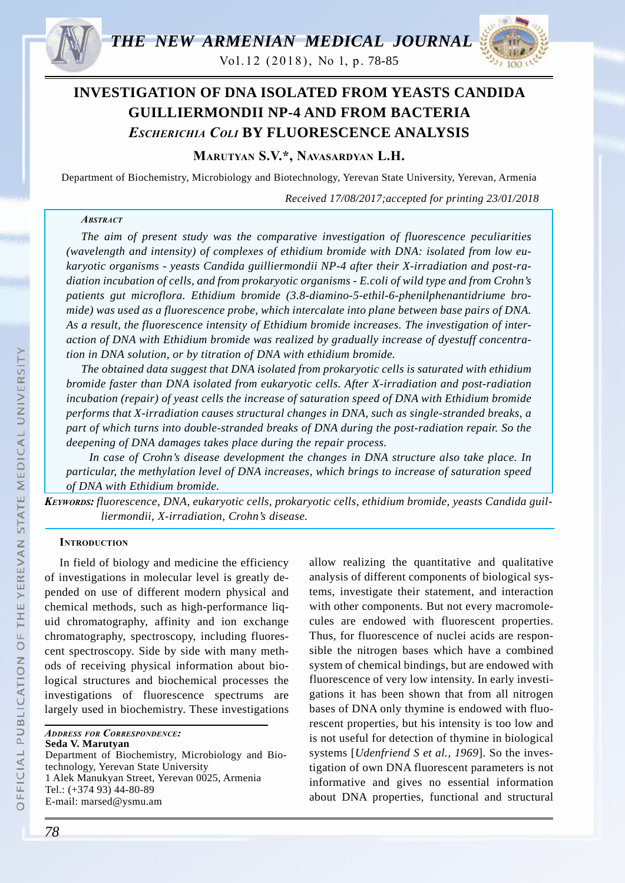# INVESTIGATION OF DNA ISOLATED FROM YEASTS CANDIDA GUILLIERMONDII NP-4 AND FROM BACTERIA *ESCHERICHIA COLI* BY FLUORESCENCE ANALYSIS

**Marutyan S.V.\*, Navasardyan L.H.**

Department of Biochemistry, Microbiology and Biotechnology, Yerevan State University, Yerevan, Armenia

*Received 17/08/2017;accepted for printing 23/01/2018*

### *Abstract*

*The aim of present study was the comparative investigation of fluorescence peculiarities (wavelength and intensity) of complexes of ethidium bromide with DNA: isolated from low eukaryotic organisms - yeasts Candida guilliermondii NP-4 after their X-irradiation and post-radiation incubation of cells, and from prokaryotic organisms - E.coli of wild type and from Crohn's patients gut microflora. Ethidium bromide (3.8-diamino-5-ethil-6-phenilphenantidriume bromide) was used as a fluorescence probe, which intercalate into plane between base pairs of DNA. As a result, the fluorescence intensity of Ethidium bromide increases. The investigation of interaction of DNA with Ethidium bromide was realized by gradually increase of dyestuff concentration in DNA solution, or by titration of DNA with ethidium bromide.*

*The obtained data suggest that DNA isolated from prokaryotic cells is saturated with ethidium bromide faster than DNA isolated from eukaryotic cells. After X-irradiation and post-radiation incubation (repair) of yeast cells the increase of saturation speed of DNA with Ethidium bromide performs that X-irradiation causes structural changes in DNA, such as single-stranded breaks, a part of which turns into double-stranded breaks of DNA during the post-radiation repair. So the deepening of DNA damages takes place during the repair process.*

*In case of Crohn's disease development the changes in DNA structure also take place. In particular, the methylation level of DNA increases, which brings to increase of saturation speed of DNA with Ethidium bromide.*

***Keywords:*** *fluorescence, DNA, eukaryotic cells, prokaryotic cells, ethidium bromide, yeasts Candida guilliermondii, X-irradiation, Crohn's disease.*

### Introduction

In field of biology and medicine the efficiency of investigations in molecular level is greatly depended on use of different modern physical and chemical methods, such as high-performance liquid chromatography, affinity and ion exchange chromatography, spectroscopy, including fluorescent spectroscopy. Side by side with many methods of receiving physical information about biological structures and biochemical processes the investigations of fluorescence spectrums are largely used in biochemistry. These investigations allow realizing the quantitative and qualitative analysis of different components of biological systems, investigate their statement, and interaction with other components. But not every macromolecules are endowed with fluorescent properties. Thus, for fluorescence of nuclei acids are responsible the nitrogen bases which have a combined system of chemical bindings, but are endowed with fluorescence of very low intensity. In early investigations it has been shown that from all nitrogen bases of DNA only thymine is endowed with fluorescent properties, but his intensity is too low and is not useful for detection of thymine in biological systems [*Udenfriend S et al., 1969*]. So the investigation of own DNA fluorescent parameters is not informative and gives no essential information about DNA properties, functional and structural

*Address for Correspondence:*
**Seda V. Marutyan**
Department of Biochemistry, Microbiology and Biotechnology, Yerevan State University
1 Alek Manukyan Street, Yerevan 0025, Armenia
Tel.: (+374 93) 44-80-89
E-mail: marsed@ysmu.am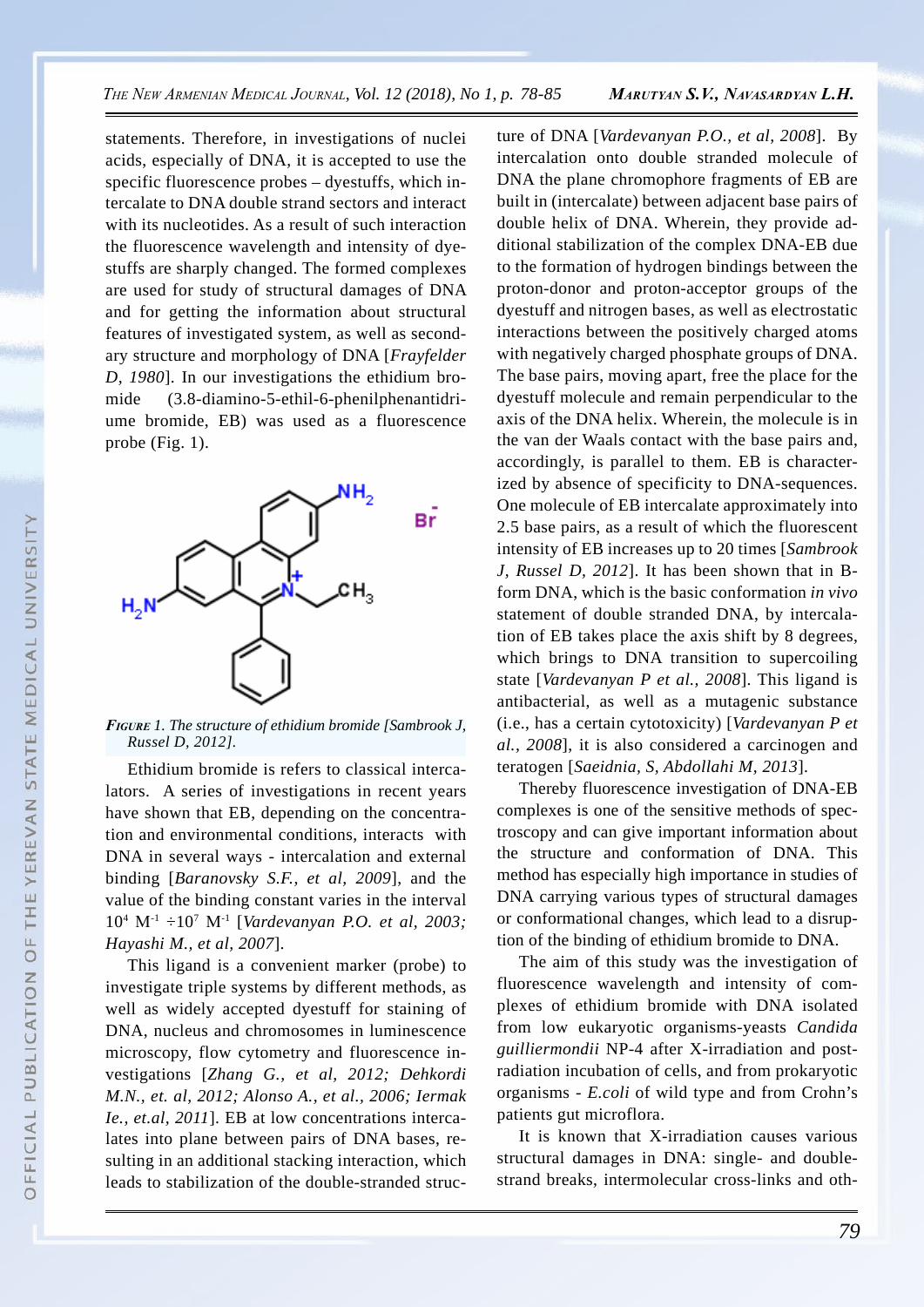statements. Therefore, in investigations of nuclei acids, especially of DNA, it is accepted to use the specific fluorescence probes – dyestuffs, which intercalate to DNA double strand sectors and interact with its nucleotides. As a result of such interaction the fluorescence wavelength and intensity of dyestuffs are sharply changed. The formed complexes are used for study of structural damages of DNA and for getting the information about structural features of investigated system, as well as secondary structure and morphology of DNA [*Frayfelder D, 1980*]. In our investigations the ethidium bromide (3.8-diamino-5-ethil-6-phenilphenantidriume bromide, EB) was used as a fluorescence probe (Fig. 1).

*FIGURE 1. The structure of ethidium bromide [Sambrook J, Russel D, 2012].*

Ethidium bromide is refers to classical intercalators. A series of investigations in recent years have shown that EB, depending on the concentration and environmental conditions, interacts with DNA in several ways - intercalation and external binding [*Baranovsky S.F., et al, 2009*], and the value of the binding constant varies in the interval $10^4$ $M^{-1}$ $\div 10^7$ $M^{-1}$ [*Vardevanyan P.O. et al, 2003; Hayashi M., et al, 2007*].

This ligand is a convenient marker (probe) to investigate triple systems by different methods, as well as widely accepted dyestuff for staining of DNA, nucleus and chromosomes in luminescence microscopy, flow cytometry and fluorescence investigations [*Zhang G., et al, 2012; Dehkordi M.N., et. al, 2012; Alonso A., et al., 2006; Iermak Ie., et.al, 2011*]. EB at low concentrations intercalates into plane between pairs of DNA bases, resulting in an additional stacking interaction, which leads to stabilization of the double-stranded structure of DNA [*Vardevanyan P.O., et al, 2008*]. By intercalation onto double stranded molecule of DNA the plane chromophore fragments of EB are built in (intercalate) between adjacent base pairs of double helix of DNA. Wherein, they provide additional stabilization of the complex DNA-EB due to the formation of hydrogen bindings between the proton-donor and proton-acceptor groups of the dyestuff and nitrogen bases, as well as electrostatic interactions between the positively charged atoms with negatively charged phosphate groups of DNA. The base pairs, moving apart, free the place for the dyestuff molecule and remain perpendicular to the axis of the DNA helix. Wherein, the molecule is in the van der Waals contact with the base pairs and, accordingly, is parallel to them. EB is characterized by absence of specificity to DNA-sequences. One molecule of EB intercalate approximately into 2.5 base pairs, as a result of which the fluorescent intensity of EB increases up to 20 times [*Sambrook J, Russel D, 2012*]. It has been shown that in B-form DNA, which is the basic conformation *in vivo* statement of double stranded DNA, by intercalation of EB takes place the axis shift by 8 degrees, which brings to DNA transition to supercoiling state [*Vardevanyan P et al., 2008*]. This ligand is antibacterial, as well as a mutagenic substance (i.e., has a certain cytotoxicity) [*Vardevanyan P et al., 2008*], it is also considered a carcinogen and teratogen [*Saeidnia, S, Abdollahi M, 2013*].

Thereby fluorescence investigation of DNA-EB complexes is one of the sensitive methods of spectroscopy and can give important information about the structure and conformation of DNA. This method has especially high importance in studies of DNA carrying various types of structural damages or conformational changes, which lead to a disruption of the binding of ethidium bromide to DNA.

The aim of this study was the investigation of fluorescence wavelength and intensity of complexes of ethidium bromide with DNA isolated from low eukaryotic organisms-yeasts *Candida guilliermondii* NP-4 after X-irradiation and post-radiation incubation of cells, and from prokaryotic organisms - *E.coli* of wild type and from Crohn's patients gut microflora.

It is known that X-irradiation causes various structural damages in DNA: single- and double-strand breaks, intermolecular cross-links and oth-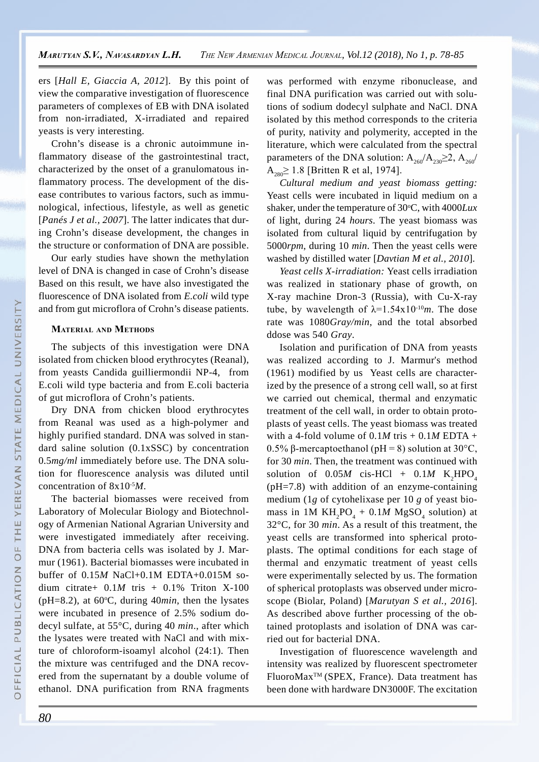ers [*Hall E, Giaccia A, 2012*]. By this point of view the comparative investigation of fluorescence parameters of complexes of EB with DNA isolated from non-irradiated, X-irradiated and repaired yeasts is very interesting.

Crohn's disease is a chronic autoimmune inflammatory disease of the gastrointestinal tract, characterized by the onset of a granulomatous inflammatory process. The development of the disease contributes to various factors, such as immunological, infectious, lifestyle, as well as genetic [*Panés J et al., 2007*]. The latter indicates that during Crohn's disease development, the changes in the structure or conformation of DNA are possible.

Our early studies have shown the methylation level of DNA is changed in case of Crohn's disease Based on this result, we have also investigated the fluorescence of DNA isolated from *E.coli* wild type and from gut microflora of Crohn's disease patients.

## Material and Methods

The subjects of this investigation were DNA isolated from chicken blood erythrocytes (Reanal), from yeasts Candida guilliermondii NP-4, from E.coli wild type bacteria and from E.coli bacteria of gut microflora of Crohn's patients.

Dry DNA from chicken blood erythrocytes from Reanal was used as a high-polymer and highly purified standard. DNA was solved in standard saline solution (0.1xSSC) by concentration 0.5*mg/ml* immediately before use. The DNA solution for fluorescence analysis was diluted until concentration of $8x10^{-5}M$.

The bacterial biomasses were received from Laboratory of Molecular Biology and Biotechnology of Armenian National Agrarian University and were investigated immediately after receiving. DNA from bacteria cells was isolated by J. Marmur (1961). Bacterial biomasses were incubated in buffer of 0.15*M* NaCl+0.1M EDTA+0.015M sodium citrate+ 0.1*M* tris + 0.1% Triton X-100 (pH=8.2), at 60°C, during 40*min*, then the lysates were incubated in presence of 2.5% sodium dodecyl sulfate, at 55°C, during 40 *min*., after which the lysates were treated with NaCl and with mixture of chloroform-isoamyl alcohol (24:1). Then the mixture was centrifuged and the DNA recovered from the supernatant by a double volume of ethanol. DNA purification from RNA fragments was performed with enzyme ribonuclease, and final DNA purification was carried out with solutions of sodium dodecyl sulphate and NaCl. DNA isolated by this method corresponds to the criteria of purity, nativity and polymerity, accepted in the literature, which were calculated from the spectral parameters of the DNA solution: $A_{260}/A_{230}\geq 2$, $A_{260}/A_{280}\geq 1.8$ [Britten R et al, 1974].

*Cultural medium and yeast biomass getting:* Yeast cells were incubated in liquid medium on a shaker, under the temperature of 30°C, with 4000*Lux* of light, during 24 *hours*. The yeast biomass was isolated from cultural liquid by centrifugation by 5000*rpm*, during 10 *min*. Then the yeast cells were washed by distilled water [*Davtian M et al., 2010*].

*Yeast cells X-irradiation:* Yeast cells irradiation was realized in stationary phase of growth, on X-ray machine Dron-3 (Russia), with Cu-X-ray tube, by wavelength of $\lambda=1.54x10^{-10}m$. The dose rate was 1080*Gray/min*, and the total absorbed ddose was 540 *Gray*.

Isolation and purification of DNA from yeasts was realized according to J. Marmur's method (1961) modified by us Yeast cells are characterized by the presence of a strong cell wall, so at first we carried out chemical, thermal and enzymatic treatment of the cell wall, in order to obtain protoplasts of yeast cells. The yeast biomass was treated with a 4-fold volume of 0.1*M* tris + 0.1*M* EDTA + 0.5% β-mercaptoethanol (pH = 8) solution at 30°C, for 30 *min*. Then, the treatment was continued with solution of 0.05*M* cis-HCl + 0.1*M* $K_2HPO_4$ (pH=7.8) with addition of an enzyme-containing medium (1*g* of cytohelixase per 10 *g* of yeast biomass in 1M $KH_2PO_4$ + 0.1*M* $MgSO_4$ solution) at 32°C, for 30 *min*. As a result of this treatment, the yeast cells are transformed into spherical protoplasts. The optimal conditions for each stage of thermal and enzymatic treatment of yeast cells were experimentally selected by us. The formation of spherical protoplasts was observed under microscope (Biolar, Poland) [*Marutyan S et al., 2016*]. As described above further processing of the obtained protoplasts and isolation of DNA was carried out for bacterial DNA.

Investigation of fluorescence wavelength and intensity was realized by fluorescent spectrometer FluoroMax™ (SPEX, France). Data treatment has been done with hardware DN3000F. The excitation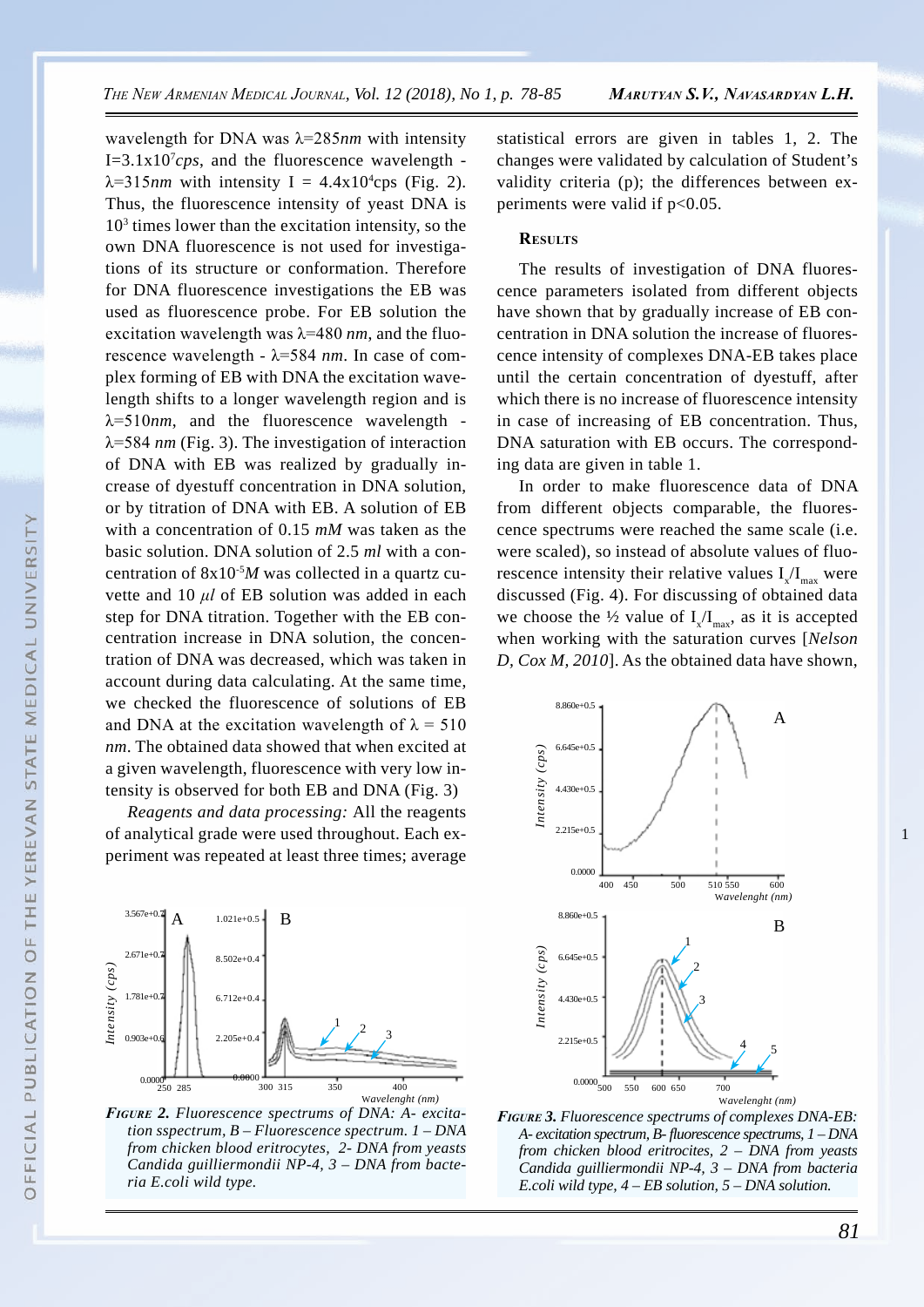wavelength for DNA was λ=285*nm* with intensity I=3.1x$10^7$*cps*, and the fluorescence wavelength - λ=315*nm* with intensity I = 4.4x$10^4$cps (Fig. 2). Thus, the fluorescence intensity of yeast DNA is $10^3$ times lower than the excitation intensity, so the own DNA fluorescence is not used for investigations of its structure or conformation. Therefore for DNA fluorescence investigations the EB was used as fluorescence probe. For EB solution the excitation wavelength was λ=480 *nm*, and the fluorescence wavelength - λ=584 *nm*. In case of complex forming of EB with DNA the excitation wavelength shifts to a longer wavelength region and is λ=510*nm*, and the fluorescence wavelength - λ=584 *nm* (Fig. 3). The investigation of interaction of DNA with EB was realized by gradually increase of dyestuff concentration in DNA solution, or by titration of DNA with EB. A solution of EB with a concentration of 0.15 *mM* was taken as the basic solution. DNA solution of 2.5 *ml* with a concentration of 8x$10^{-5}$*M* was collected in a quartz cuvette and 10 *µl* of EB solution was added in each step for DNA titration. Together with the EB concentration increase in DNA solution, the concentration of DNA was decreased, which was taken in account during data calculating. At the same time, we checked the fluorescence of solutions of EB and DNA at the excitation wavelength of λ = 510 *nm*. The obtained data showed that when excited at a given wavelength, fluorescence with very low intensity is observed for both EB and DNA (Fig. 3)

*Reagents and data processing:* All the reagents of analytical grade were used throughout. Each experiment was repeated at least three times; average statistical errors are given in tables 1, 2. The changes were validated by calculation of Student's validity criteria (p); the differences between experiments were valid if $p<0.05$.

## Results

The results of investigation of DNA fluorescence parameters isolated from different objects have shown that by gradually increase of EB concentration in DNA solution the increase of fluorescence intensity of complexes DNA-EB takes place until the certain concentration of dyestuff, after which there is no increase of fluorescence intensity in case of increasing of EB concentration. Thus, DNA saturation with EB occurs. The corresponding data are given in table 1.

In order to make fluorescence data of DNA from different objects comparable, the fluorescence spectrums were reached the same scale (i.e. were scaled), so instead of absolute values of fluorescence intensity their relative values $I_x/I_{max}$ were discussed (Fig. 4). For discussing of obtained data we choose the ½ value of $I_x/I_{max}$, as it is accepted when working with the saturation curves [*Nelson D, Cox M, 2010*]. As the obtained data have shown,

***Figure 2.*** *Fluorescence spectrums of DNA: A- excitation sspectrum, B – Fluorescence spectrum. 1 – DNA from chicken blood eritrocytes, 2- DNA from yeasts Candida guilliermondii NP-4, 3 – DNA from bacteria E.coli wild type.*

***Figure 3.*** *Fluorescence spectrums of complexes DNA-EB: A- excitation spectrum, B- fluorescence spectrums, 1 – DNA from chicken blood eritrocites, 2 – DNA from yeasts Candida guilliermondii NP-4, 3 – DNA from bacteria E.coli wild type, 4 – EB solution, 5 – DNA solution.*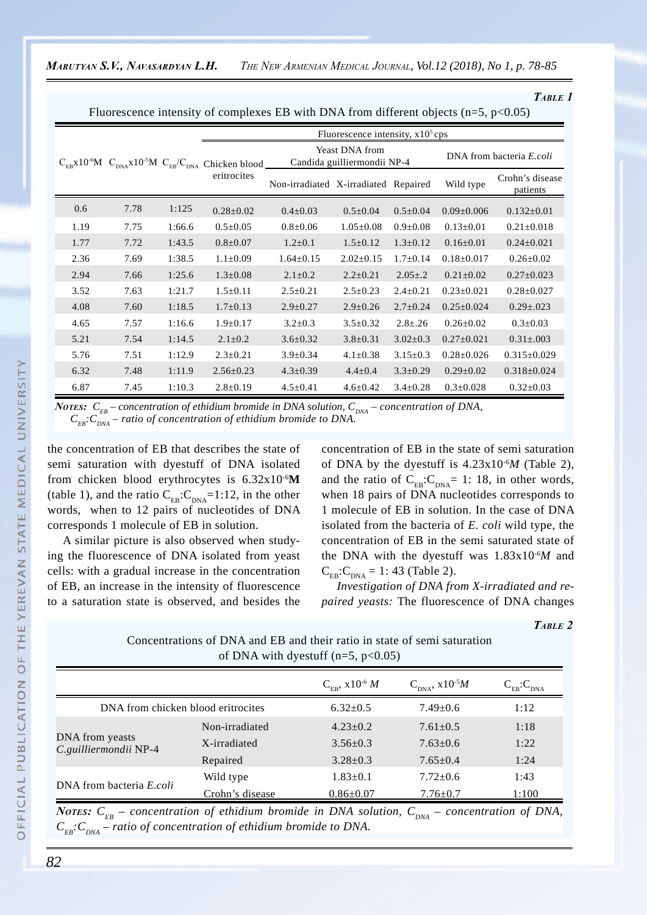*Table 1*

Fluorescence intensity of complexes EB with DNA from different objects (n=5, p<0.05)

| $C_{EB}$x$10^{-6}$M | $C_{DNA}$x$10^{-5}$M | $C_{EB}/C_{DNA}$ | Fluorescence intensity, x$10^5$ cps | | | | | |
|---|---|---|---|---|---|---|---|---|
| | | | Chicken blood eritrocites | Yeast DNA from Candida guilliermondii NP-4 | | | DNA from bacteria *E.coli* | |
| | | | | Non-irradiated | X-irradiated | Repaired | Wild type | Crohn's disease patients |
| 0.6 | 7.78 | 1:125 | 0.28±0.02 | 0.4±0.03 | 0.5±0.04 | 0.5±0.04 | 0.09±0.006 | 0.132±0.01 |
| 1.19 | 7.75 | 1:66.6 | 0.5±0.05 | 0.8±0.06 | 1.05±0.08 | 0.9±0.08 | 0.13±0.01 | 0.21±0.018 |
| 1.77 | 7.72 | 1:43.5 | 0.8±0.07 | 1.2±0.1 | 1.5±0.12 | 1.3±0.12 | 0.16±0.01 | 0.24±0.021 |
| 2.36 | 7.69 | 1:38.5 | 1.1±0.09 | 1.64±0.15 | 2.02±0.15 | 1.7±0.14 | 0.18±0.017 | 0.26±0.02 |
| 2.94 | 7.66 | 1:25.6 | 1.3±0.08 | 2.1±0.2 | 2.2±0.21 | 2.05±.2 | 0.21±0.02 | 0.27±0.023 |
| 3.52 | 7.63 | 1:21.7 | 1.5±0.11 | 2.5±0.21 | 2.5±0.23 | 2.4±0.21 | 0.23±0.021 | 0.28±0.027 |
| 4.08 | 7.60 | 1:18.5 | 1.7±0.13 | 2.9±0.27 | 2.9±0.26 | 2.7±0.24 | 0.25±0.024 | 0.29±.023 |
| 4.65 | 7.57 | 1:16.6 | 1.9±0.17 | 3.2±0.3 | 3.5±0.32 | 2.8±.26 | 0.26±0.02 | 0.3±0.03 |
| 5.21 | 7.54 | 1:14.5 | 2.1±0.2 | 3.6±0.32 | 3.8±0.31 | 3.02±0.3 | 0.27±0.021 | 0.31±.003 |
| 5.76 | 7.51 | 1:12.9 | 2.3±0.21 | 3.9±0.34 | 4.1±0.38 | 3.15±0.3 | 0.28±0.026 | 0.315±0.029 |
| 6.32 | 7.48 | 1:11.9 | 2.56±0.23 | 4.3±0.39 | 4.4±0.4 | 3.3±0.29 | 0.29±0.02 | 0.318±0.024 |
| 6.87 | 7.45 | 1:10.3 | 2.8±0.19 | 4.5±0.41 | 4.6±0.42 | 3.4±0.28 | 0.3±0.028 | 0.32±0.03 |

*Notes: $C_{EB}$ – concentration of ethidium bromide in DNA solution, $C_{DNA}$ – concentration of DNA, $C_{EB}$:$C_{DNA}$ – ratio of concentration of ethidium bromide to DNA.*

the concentration of EB that describes the state of semi saturation with dyestuff of DNA isolated from chicken blood erythrocytes is 6.32x$10^{-6}$**M** (table 1), and the ratio $C_{EB}$:$C_{DNA}$=1:12, in the other words, when to 12 pairs of nucleotides of DNA corresponds 1 molecule of EB in solution.

A similar picture is also observed when studying the fluorescence of DNA isolated from yeast cells: with a gradual increase in the concentration of EB, an increase in the intensity of fluorescence to a saturation state is observed, and besides the concentration of EB in the state of semi saturation of DNA by the dyestuff is 4.23x$10^{-6}$*M* (Table 2), and the ratio of $C_{EB}$:$C_{DNA}$= 1: 18, in other words, when 18 pairs of DNA nucleotides corresponds to 1 molecule of EB in solution. In the case of DNA isolated from the bacteria of *E. coli* wild type, the concentration of EB in the semi saturated state of the DNA with the dyestuff was 1.83x$10^{-6}$*M* and $C_{EB}$:$C_{DNA}$ = 1: 43 (Table 2).

*Investigation of DNA from X-irradiated and repaired yeasts:* The fluorescence of DNA changes

*Table 2*

Concentrations of DNA and EB and their ratio in state of semi saturation of DNA with dyestuff (n=5, p<0.05)

| | | $C_{EB}$, x$10^{-6}$ *M* | $C_{DNA}$, x$10^{-5}$*M* | $C_{EB}$:$C_{DNA}$ |
|---|---|---|---|---|
| DNA from chicken blood eritrocites | | 6.32±0.5 | 7.49±0.6 | 1:12 |
| DNA from yeasts *C.guilliermondii* NP-4 | Non-irradiated | 4.23±0.2 | 7.61±0.5 | 1:18 |
| | X-irradiated | 3.56±0.3 | 7.63±0.6 | 1:22 |
| | Repaired | 3.28±0.3 | 7.65±0.4 | 1:24 |
| DNA from bacteria *E.coli* | Wild type | 1.83±0.1 | 7.72±0.6 | 1:43 |
| | Crohn's disease | 0.86±0.07 | 7.76±0.7 | 1:100 |

*Notes: $C_{EB}$ – concentration of ethidium bromide in DNA solution, $C_{DNA}$ – concentration of DNA, $C_{EB}$:$C_{DNA}$ – ratio of concentration of ethidium bromide to DNA.*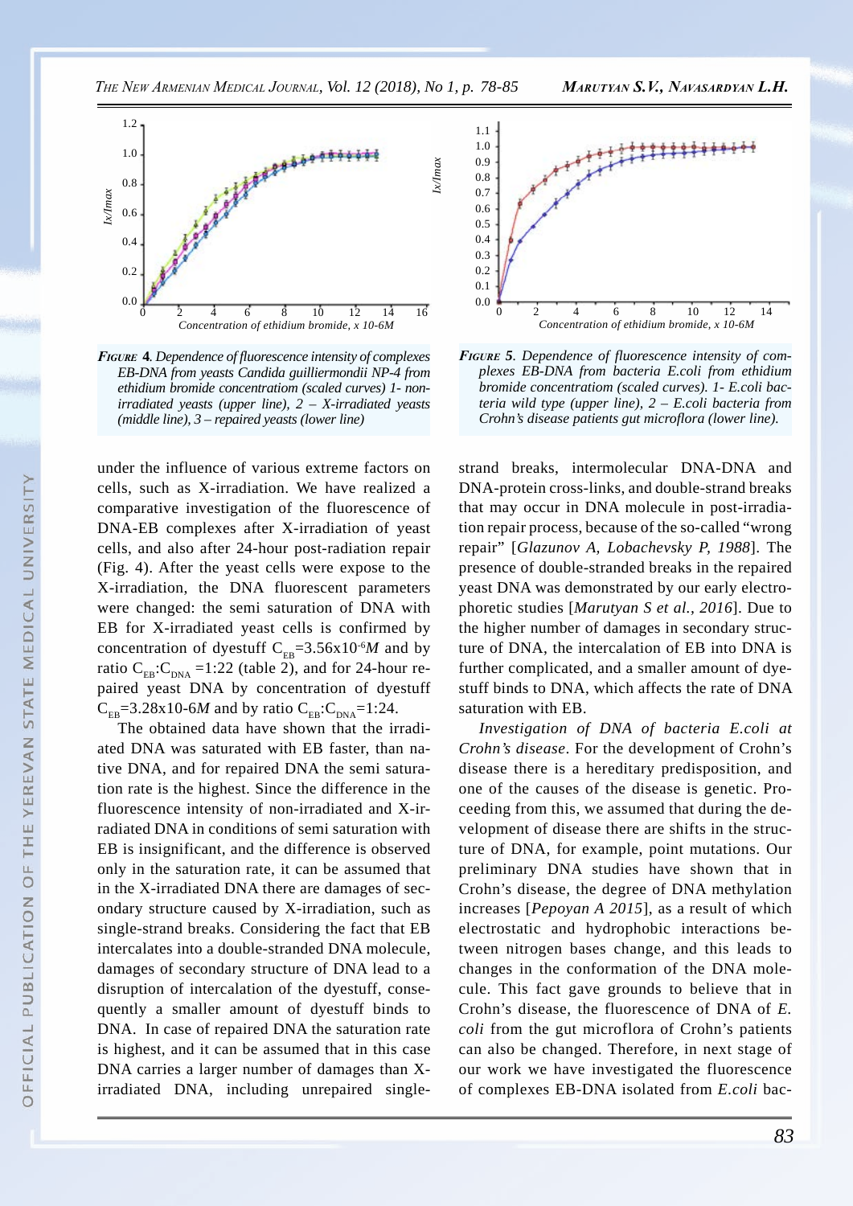*FIGURE 4. Dependence of fluorescence intensity of complexes EB-DNA from yeasts Candida guilliermondii NP-4 from ethidium bromide concentratiom (scaled curves) 1- non-irradiated yeasts (upper line), 2 – X-irradiated yeasts (middle line), 3 – repaired yeasts (lower line)*

*FIGURE 5. Dependence of fluorescence intensity of complexes EB-DNA from bacteria E.coli from ethidium bromide concentratiom (scaled curves). 1- E.coli bacteria wild type (upper line), 2 – E.coli bacteria from Crohn's disease patients gut microflora (lower line).*

under the influence of various extreme factors on cells, such as X-irradiation. We have realized a comparative investigation of the fluorescence of DNA-EB complexes after X-irradiation of yeast cells, and also after 24-hour post-radiation repair (Fig. 4). After the yeast cells were expose to the X-irradiation, the DNA fluorescent parameters were changed: the semi saturation of DNA with EB for X-irradiated yeast cells is confirmed by concentration of dyestuff $C_{EB}$=3.56x$10^{-6}$*M* and by ratio $C_{EB}$:$C_{DNA}$ =1:22 (table 2), and for 24-hour repaired yeast DNA by concentration of dyestuff $C_{EB}$=3.28x10-6*M* and by ratio $C_{EB}$:$C_{DNA}$=1:24.

The obtained data have shown that the irradiated DNA was saturated with EB faster, than native DNA, and for repaired DNA the semi saturation rate is the highest. Since the difference in the fluorescence intensity of non-irradiated and X-irradiated DNA in conditions of semi saturation with EB is insignificant, and the difference is observed only in the saturation rate, it can be assumed that in the X-irradiated DNA there are damages of secondary structure caused by X-irradiation, such as single-strand breaks. Considering the fact that EB intercalates into a double-stranded DNA molecule, damages of secondary structure of DNA lead to a disruption of intercalation of the dyestuff, consequently a smaller amount of dyestuff binds to DNA. In case of repaired DNA the saturation rate is highest, and it can be assumed that in this case DNA carries a larger number of damages than X-irradiated DNA, including unrepaired single-strand breaks, intermolecular DNA-DNA and DNA-protein cross-links, and double-strand breaks that may occur in DNA molecule in post-irradiation repair process, because of the so-called "wrong repair" [*Glazunov A, Lobachevsky P, 1988*]. The presence of double-stranded breaks in the repaired yeast DNA was demonstrated by our early electrophoretic studies [*Marutyan S et al., 2016*]. Due to the higher number of damages in secondary structure of DNA, the intercalation of EB into DNA is further complicated, and a smaller amount of dyestuff binds to DNA, which affects the rate of DNA saturation with EB.

*Investigation of DNA of bacteria E.coli at Crohn's disease.* For the development of Crohn's disease there is a hereditary predisposition, and one of the causes of the disease is genetic. Proceeding from this, we assumed that during the development of disease there are shifts in the structure of DNA, for example, point mutations. Our preliminary DNA studies have shown that in Crohn's disease, the degree of DNA methylation increases [*Pepoyan A 2015*], as a result of which electrostatic and hydrophobic interactions between nitrogen bases change, and this leads to changes in the conformation of the DNA molecule. This fact gave grounds to believe that in Crohn's disease, the fluorescence of DNA of *E. coli* from the gut microflora of Crohn's patients can also be changed. Therefore, in next stage of our work we have investigated the fluorescence of complexes EB-DNA isolated from *E.coli* bac-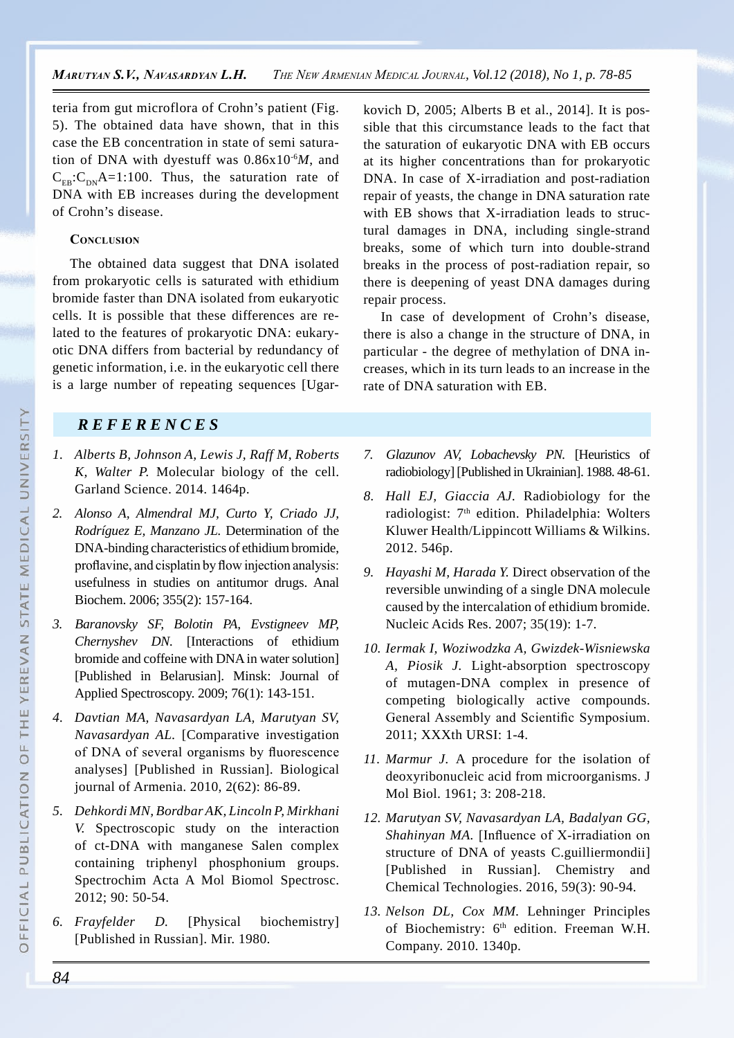teria from gut microflora of Crohn's patient (Fig. 5). The obtained data have shown, that in this case the EB concentration in state of semi saturation of DNA with dyestuff was $0.86x10^{-6}M$, and $C_{EB}$:$C_{DN}$A=1:100. Thus, the saturation rate of DNA with EB increases during the development of Crohn's disease.

## Conclusion

The obtained data suggest that DNA isolated from prokaryotic cells is saturated with ethidium bromide faster than DNA isolated from eukaryotic cells. It is possible that these differences are related to the features of prokaryotic DNA: eukaryotic DNA differs from bacterial by redundancy of genetic information, i.e. in the eukaryotic cell there is a large number of repeating sequences [Ugarkovich D, 2005; Alberts B et al., 2014]. It is possible that this circumstance leads to the fact that the saturation of eukaryotic DNA with EB occurs at its higher concentrations than for prokaryotic DNA. In case of X-irradiation and post-radiation repair of yeasts, the change in DNA saturation rate with EB shows that X-irradiation leads to structural damages in DNA, including single-strand breaks, some of which turn into double-strand breaks in the process of post-radiation repair, so there is deepening of yeast DNA damages during repair process.

In case of development of Crohn's disease, there is also a change in the structure of DNA, in particular - the degree of methylation of DNA increases, which in its turn leads to an increase in the rate of DNA saturation with EB.

## REFERENCES

1. *Alberts B, Johnson A, Lewis J, Raff M, Roberts K, Walter P.* Molecular biology of the cell. Garland Science. 2014. 1464p.
2. *Alonso A, Almendral MJ, Curto Y, Criado JJ, Rodríguez E, Manzano JL.* Determination of the DNA-binding characteristics of ethidium bromide, proflavine, and cisplatin by flow injection analysis: usefulness in studies on antitumor drugs. Anal Biochem. 2006; 355(2): 157-164.
3. *Baranovsky SF, Bolotin PA, Evstigneev MP, Chernyshev DN.* [Interactions of ethidium bromide and coffeine with DNA in water solution] [Published in Belarusian]. Minsk: Journal of Applied Spectroscopy. 2009; 76(1): 143-151.
4. *Davtian MA, Navasardyan LA, Marutyan SV, Navasardyan AL.* [Comparative investigation of DNA of several organisms by fluorescence analyses] [Published in Russian]. Biological journal of Armenia. 2010, 2(62): 86-89.
5. *Dehkordi MN, Bordbar AK, Lincoln P, Mirkhani V.* Spectroscopic study on the interaction of ct-DNA with manganese Salen complex containing triphenyl phosphonium groups. Spectrochim Acta A Mol Biomol Spectrosc. 2012; 90: 50-54.
6. *Frayfelder D.* [Physical biochemistry] [Published in Russian]. Mir. 1980.
7. *Glazunov AV, Lobachevsky PN.* [Heuristics of radiobiology] [Published in Ukrainian]. 1988. 48-61.
8. *Hall EJ, Giaccia AJ.* Radiobiology for the radiologist: 7th edition. Philadelphia: Wolters Kluwer Health/Lippincott Williams & Wilkins. 2012. 546p.
9. *Hayashi M, Harada Y.* Direct observation of the reversible unwinding of a single DNA molecule caused by the intercalation of ethidium bromide. Nucleic Acids Res. 2007; 35(19): 1-7.
10. *Iermak I, Woziwodzka A, Gwizdek-Wisniewska A, Piosik J.* Light-absorption spectroscopy of mutagen-DNA complex in presence of competing biologically active compounds. General Assembly and Scientific Symposium. 2011; XXXth URSI: 1-4.
11. *Marmur J.* A procedure for the isolation of deoxyribonucleic acid from microorganisms. J Mol Biol. 1961; 3: 208-218.
12. *Marutyan SV, Navasardyan LA, Badalyan GG, Shahinyan MA.* [Influence of X-irradiation on structure of DNA of yeasts C.guilliermondii] [Published in Russian]. Chemistry and Chemical Technologies. 2016, 59(3): 90-94.
13. *Nelson DL, Cox MM.* Lehninger Principles of Biochemistry: 6th edition. Freeman W.H. Company. 2010. 1340p.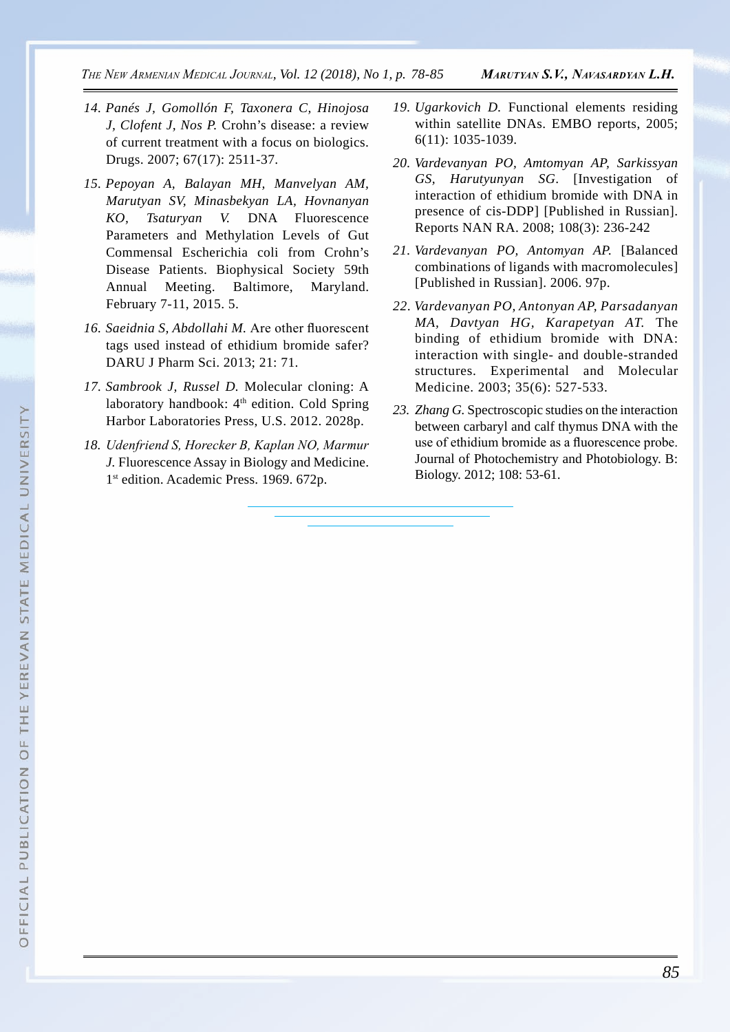14. *Panés J, Gomollón F, Taxonera C, Hinojosa J, Clofent J, Nos P.* Crohn's disease: a review of current treatment with a focus on biologics. Drugs. 2007; 67(17): 2511-37.

15. *Pepoyan A, Balayan MH, Manvelyan AM, Marutyan SV, Minasbekyan LA, Hovnanyan KO, Tsaturyan V.* DNA Fluorescence Parameters and Methylation Levels of Gut Commensal Escherichia coli from Crohn's Disease Patients. Biophysical Society 59th Annual Meeting. Baltimore, Maryland. February 7-11, 2015. 5.

16. *Saeidnia S, Abdollahi M.* Are other fluorescent tags used instead of ethidium bromide safer? DARU J Pharm Sci. 2013; 21: 71.

17. *Sambrook J, Russel D.* Molecular cloning: A laboratory handbook: 4th edition. Cold Spring Harbor Laboratories Press, U.S. 2012. 2028p.

18. *Udenfriend S, Horecker B, Kaplan NO, Marmur J.* Fluorescence Assay in Biology and Medicine. 1st edition. Academic Press. 1969. 672p.

19. *Ugarkovich D.* Functional elements residing within satellite DNAs. EMBO reports, 2005; 6(11): 1035-1039.

20. *Vardevanyan PO, Amtomyan AP, Sarkissyan GS, Harutyunyan SG.* [Investigation of interaction of ethidium bromide with DNA in presence of cis-DDP] [Published in Russian]. Reports NAN RA. 2008; 108(3): 236-242

21. *Vardevanyan PO, Antomyan AP.* [Balanced combinations of ligands with macromolecules] [Published in Russian]. 2006. 97p.

22. *Vardevanyan PO, Antonyan AP, Parsadanyan MA, Davtyan HG, Karapetyan AT.* The binding of ethidium bromide with DNA: interaction with single- and double-stranded structures. Experimental and Molecular Medicine. 2003; 35(6): 527-533.

23. *Zhang G.* Spectroscopic studies on the interaction between carbaryl and calf thymus DNA with the use of ethidium bromide as a fluorescence probe. Journal of Photochemistry and Photobiology. B: Biology. 2012; 108: 53-61.